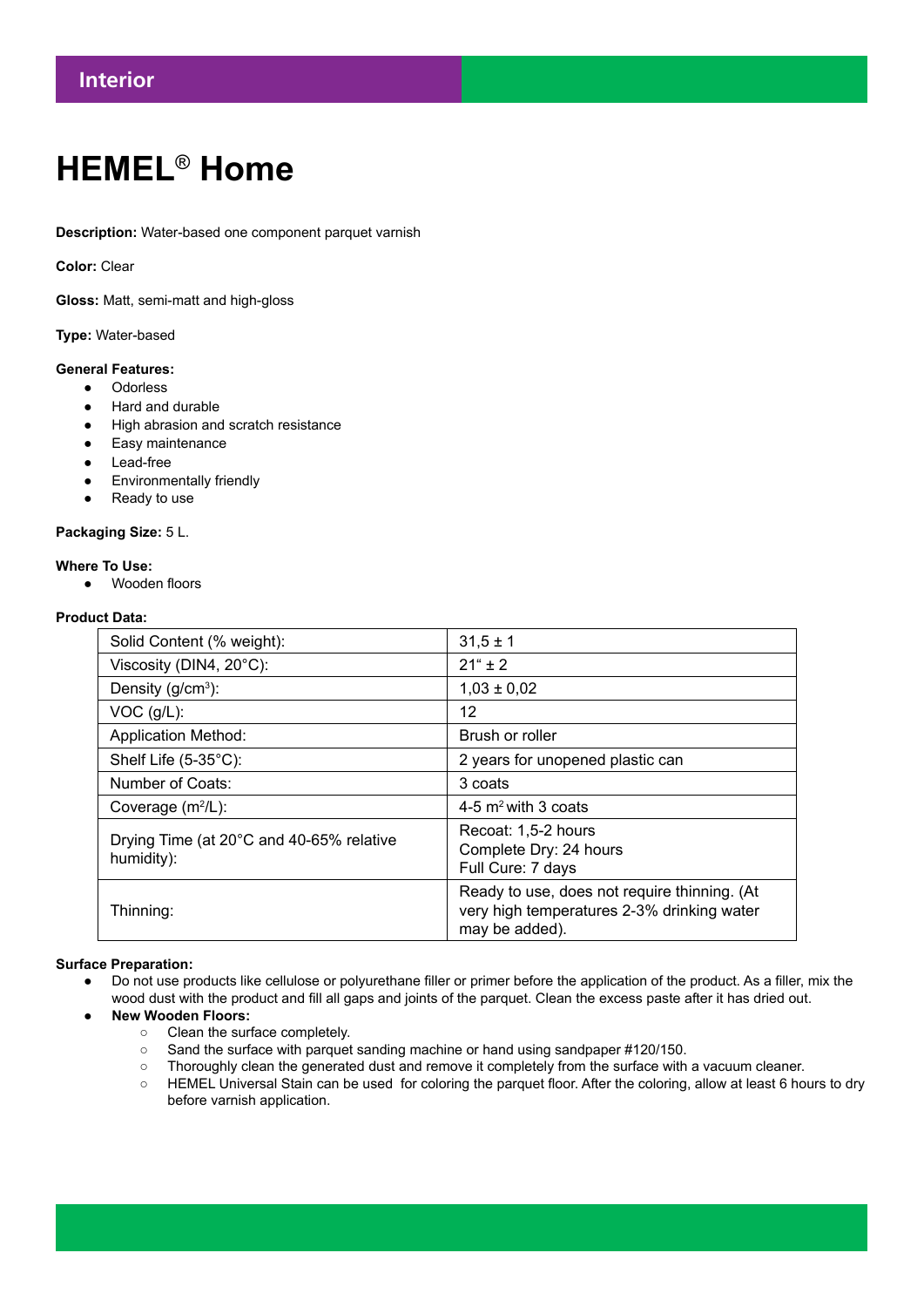Interior

# HEMEL® Home

**Description:** Water-based one component parquet varnish

**Color:** Clear

**Gloss:** Matt, semi-matt and high-gloss

**Type:** Water-based

**General Features:**

- Odorless
- Hard and durable
- High abrasion and scratch resistance
- Easy maintenance
- Lead-free
- Environmentally friendly
- Ready to use

**Packaging Size:** 5 L.

**Where To Use:**

- Wooden floors

**Product Data:**

| Solid Content (% weight): | 31,5 ± 1 |
|---|---|
| Viscosity (DIN4, 20°C): | 21“ ± 2 |
| Density (g/cm$^3$): | 1,03 ± 0,02 |
| VOC (g/L): | 12 |
| Application Method: | Brush or roller |
| Shelf Life (5-35°C): | 2 years for unopened plastic can |
| Number of Coats: | 3 coats |
| Coverage (m$^2$/L): | 4-5 m$^2$ with 3 coats |
| Drying Time (at 20°C and 40-65% relative humidity): | Recoat: 1,5-2 hours<br>Complete Dry: 24 hours<br>Full Cure: 7 days |
| Thinning: | Ready to use, does not require thinning. (At very high temperatures 2-3% drinking water may be added). |

**Surface Preparation:**

- Do not use products like cellulose or polyurethane filler or primer before the application of the product. As a filler, mix the wood dust with the product and fill all gaps and joints of the parquet. Clean the excess paste after it has dried out.
- **New Wooden Floors:**
  - Clean the surface completely.
  - Sand the surface with parquet sanding machine or hand using sandpaper #120/150.
  - Thoroughly clean the generated dust and remove it completely from the surface with a vacuum cleaner.
  - HEMEL Universal Stain can be used for coloring the parquet floor. After the coloring, allow at least 6 hours to dry before varnish application.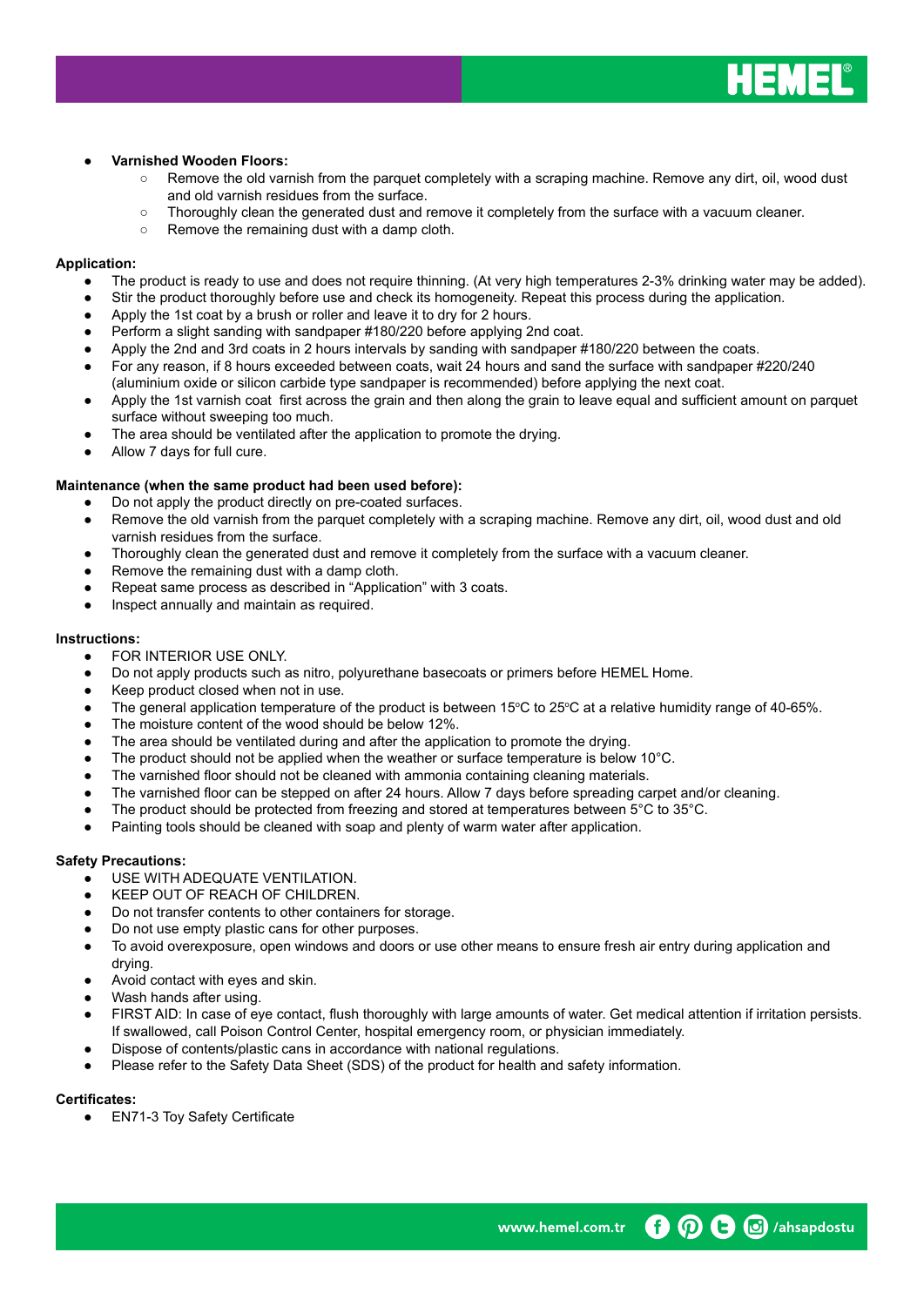- **Varnished Wooden Floors:**
    - Remove the old varnish from the parquet completely with a scraping machine. Remove any dirt, oil, wood dust and old varnish residues from the surface.
    - Thoroughly clean the generated dust and remove it completely from the surface with a vacuum cleaner.
    - Remove the remaining dust with a damp cloth.

**Application:**

- The product is ready to use and does not require thinning. (At very high temperatures 2-3% drinking water may be added).
- Stir the product thoroughly before use and check its homogeneity. Repeat this process during the application.
- Apply the 1st coat by a brush or roller and leave it to dry for 2 hours.
- Perform a slight sanding with sandpaper #180/220 before applying 2nd coat.
- Apply the 2nd and 3rd coats in 2 hours intervals by sanding with sandpaper #180/220 between the coats.
- For any reason, if 8 hours exceeded between coats, wait 24 hours and sand the surface with sandpaper #220/240 (aluminium oxide or silicon carbide type sandpaper is recommended) before applying the next coat.
- Apply the 1st varnish coat first across the grain and then along the grain to leave equal and sufficient amount on parquet surface without sweeping too much.
- The area should be ventilated after the application to promote the drying.
- Allow 7 days for full cure.

**Maintenance (when the same product had been used before):**

- Do not apply the product directly on pre-coated surfaces.
- Remove the old varnish from the parquet completely with a scraping machine. Remove any dirt, oil, wood dust and old varnish residues from the surface.
- Thoroughly clean the generated dust and remove it completely from the surface with a vacuum cleaner.
- Remove the remaining dust with a damp cloth.
- Repeat same process as described in “Application” with 3 coats.
- Inspect annually and maintain as required.

**Instructions:**

- FOR INTERIOR USE ONLY.
- Do not apply products such as nitro, polyurethane basecoats or primers before HEMEL Home.
- Keep product closed when not in use.
- The general application temperature of the product is between 15ºC to 25ºC at a relative humidity range of 40-65%.
- The moisture content of the wood should be below 12%.
- The area should be ventilated during and after the application to promote the drying.
- The product should not be applied when the weather or surface temperature is below 10°C.
- The varnished floor should not be cleaned with ammonia containing cleaning materials.
- The varnished floor can be stepped on after 24 hours. Allow 7 days before spreading carpet and/or cleaning.
- The product should be protected from freezing and stored at temperatures between 5°C to 35°C.
- Painting tools should be cleaned with soap and plenty of warm water after application.

**Safety Precautions:**

- USE WITH ADEQUATE VENTILATION.
- KEEP OUT OF REACH OF CHILDREN.
- Do not transfer contents to other containers for storage.
- Do not use empty plastic cans for other purposes.
- To avoid overexposure, open windows and doors or use other means to ensure fresh air entry during application and drying.
- Avoid contact with eyes and skin.
- Wash hands after using.
- FIRST AID: In case of eye contact, flush thoroughly with large amounts of water. Get medical attention if irritation persists. If swallowed, call Poison Control Center, hospital emergency room, or physician immediately.
- Dispose of contents/plastic cans in accordance with national regulations.
- Please refer to the Safety Data Sheet (SDS) of the product for health and safety information.

**Certificates:**

- EN71-3 Toy Safety Certificate